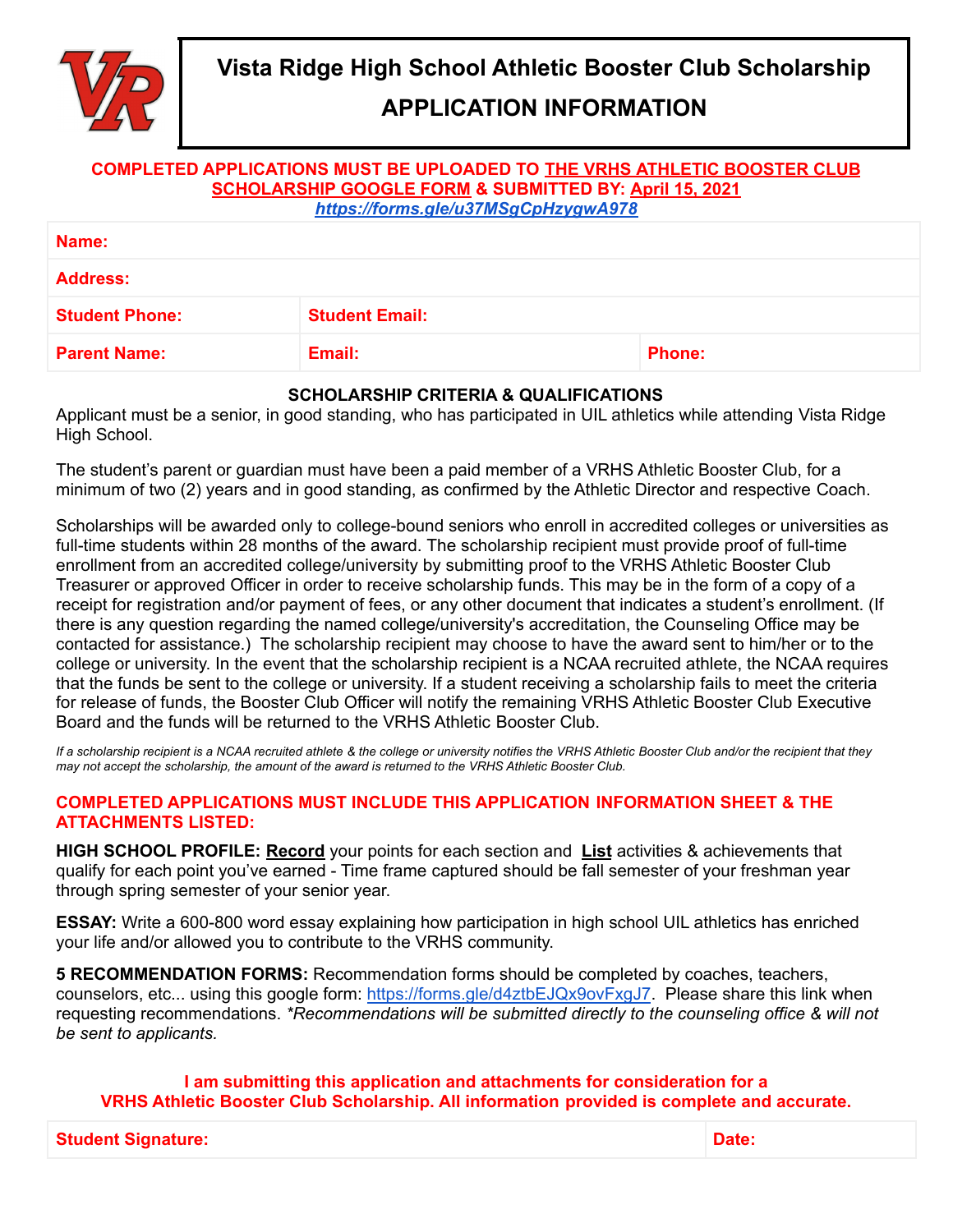# Vista Ridge High School Athletic Booster Club Scholarship

## APPLICATION INFORMATION

**COMPLETED APPLICATIONS MUST BE UPLOADED TO THE VRHS ATHLETIC BOOSTER CLUB SCHOLARSHIP GOOGLE FORM & SUBMITTED BY: April 15, 2021**
***https://forms.gle/u37MSgCpHzygwA978***

| **Name:** | | |
|---|---|---|
| **Address:** | | |
| **Student Phone:** | **Student Email:** | |
| **Parent Name:** | **Email:** | **Phone:** |

### SCHOLARSHIP CRITERIA & QUALIFICATIONS

Applicant must be a senior, in good standing, who has participated in UIL athletics while attending Vista Ridge High School.

The student's parent or guardian must have been a paid member of a VRHS Athletic Booster Club, for a minimum of two (2) years and in good standing, as confirmed by the Athletic Director and respective Coach.

Scholarships will be awarded only to college-bound seniors who enroll in accredited colleges or universities as full-time students within 28 months of the award. The scholarship recipient must provide proof of full-time enrollment from an accredited college/university by submitting proof to the VRHS Athletic Booster Club Treasurer or approved Officer in order to receive scholarship funds. This may be in the form of a copy of a receipt for registration and/or payment of fees, or any other document that indicates a student's enrollment. (If there is any question regarding the named college/university's accreditation, the Counseling Office may be contacted for assistance.) The scholarship recipient may choose to have the award sent to him/her or to the college or university. In the event that the scholarship recipient is a NCAA recruited athlete, the NCAA requires that the funds be sent to the college or university. If a student receiving a scholarship fails to meet the criteria for release of funds, the Booster Club Officer will notify the remaining VRHS Athletic Booster Club Executive Board and the funds will be returned to the VRHS Athletic Booster Club.

*If a scholarship recipient is a NCAA recruited athlete & the college or university notifies the VRHS Athletic Booster Club and/or the recipient that they may not accept the scholarship, the amount of the award is returned to the VRHS Athletic Booster Club.*

**COMPLETED APPLICATIONS MUST INCLUDE THIS APPLICATION INFORMATION SHEET & THE ATTACHMENTS LISTED:**

**HIGH SCHOOL PROFILE:** **Record** your points for each section and **List** activities & achievements that qualify for each point you've earned - Time frame captured should be fall semester of your freshman year through spring semester of your senior year.

**ESSAY:** Write a 600-800 word essay explaining how participation in high school UIL athletics has enriched your life and/or allowed you to contribute to the VRHS community.

**5 RECOMMENDATION FORMS:** Recommendation forms should be completed by coaches, teachers, counselors, etc... using this google form: https://forms.gle/d4ztbEJQx9ovFxgJ7. Please share this link when requesting recommendations. *\*Recommendations will be submitted directly to the counseling office & will not be sent to applicants.*

**I am submitting this application and attachments for consideration for a VRHS Athletic Booster Club Scholarship. All information provided is complete and accurate.**

| **Student Signature:** | **Date:** |
|---|---|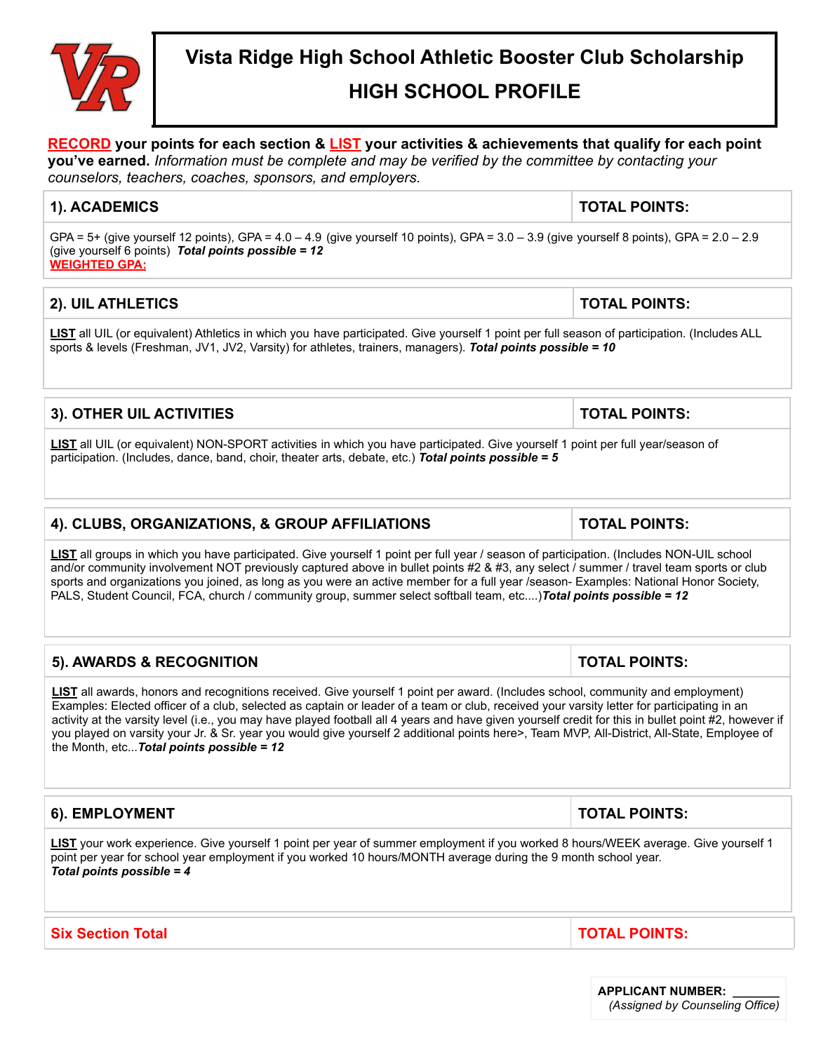# Vista Ridge High School Athletic Booster Club Scholarship

## HIGH SCHOOL PROFILE

**RECORD your points for each section & LIST your activities & achievements that qualify for each point you've earned.** *Information must be complete and may be verified by the committee by contacting your counselors, teachers, coaches, sponsors, and employers.*

| 1). ACADEMICS | TOTAL POINTS: |
|---|---|
| GPA = 5+ (give yourself 12 points), GPA = 4.0 – 4.9 (give yourself 10 points), GPA = 3.0 – 3.9 (give yourself 8 points), GPA = 2.0 – 2.9 (give yourself 6 points) ***Total points possible = 12***<br>**WEIGHTED GPA:** | |

| 2). UIL ATHLETICS | TOTAL POINTS: |
|---|---|
| **LIST** all UIL (or equivalent) Athletics in which you have participated. Give yourself 1 point per full season of participation. (Includes ALL sports & levels (Freshman, JV1, JV2, Varsity) for athletes, trainers, managers). ***Total points possible = 10*** | |

| 3). OTHER UIL ACTIVITIES | TOTAL POINTS: |
|---|---|
| **LIST** all UIL (or equivalent) NON-SPORT activities in which you have participated. Give yourself 1 point per full year/season of participation. (Includes, dance, band, choir, theater arts, debate, etc.) ***Total points possible = 5*** | |

| 4). CLUBS, ORGANIZATIONS, & GROUP AFFILIATIONS | TOTAL POINTS: |
|---|---|
| **LIST** all groups in which you have participated. Give yourself 1 point per full year / season of participation. (Includes NON-UIL school and/or community involvement NOT previously captured above in bullet points #2 & #3, any select / summer / travel team sports or club sports and organizations you joined, as long as you were an active member for a full year /season- Examples: National Honor Society, PALS, Student Council, FCA, church / community group, summer select softball team, etc....)***Total points possible = 12*** | |

| 5). AWARDS & RECOGNITION | TOTAL POINTS: |
|---|---|
| **LIST** all awards, honors and recognitions received. Give yourself 1 point per award. (Includes school, community and employment) Examples: Elected officer of a club, selected as captain or leader of a team or club, received your varsity letter for participating in an activity at the varsity level (i.e., you may have played football all 4 years and have given yourself credit for this in bullet point #2, however if you played on varsity your Jr. & Sr. year you would give yourself 2 additional points here>, Team MVP, All-District, All-State, Employee of the Month, etc...***Total points possible = 12*** | |

| 6). EMPLOYMENT | TOTAL POINTS: |
|---|---|
| **LIST** your work experience. Give yourself 1 point per year of summer employment if you worked 8 hours/WEEK average. Give yourself 1 point per year for school year employment if you worked 10 hours/MONTH average during the 9 month school year.<br>***Total points possible = 4*** | |

| Six Section Total | TOTAL POINTS: |
|---|---|

**APPLICANT NUMBER:** _______
*(Assigned by Counseling Office)*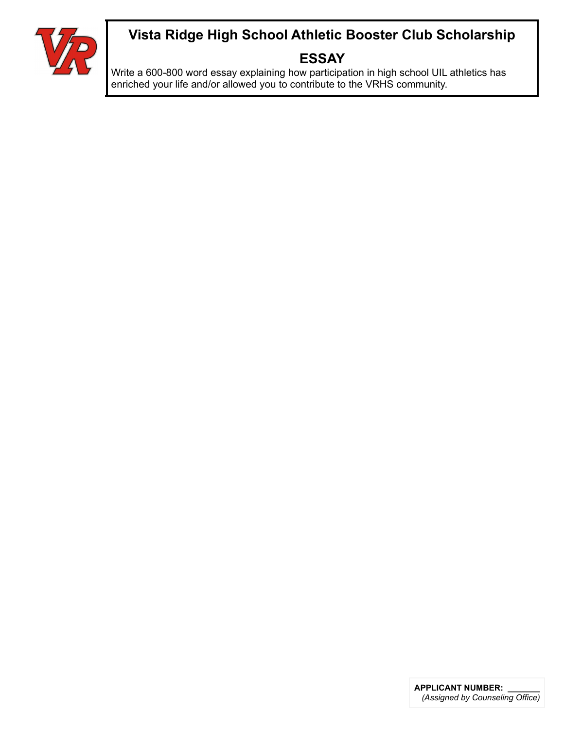# Vista Ridge High School Athletic Booster Club Scholarship

## ESSAY

Write a 600-800 word essay explaining how participation in high school UIL athletics has enriched your life and/or allowed you to contribute to the VRHS community.

**APPLICANT NUMBER:** _______
*(Assigned by Counseling Office)*